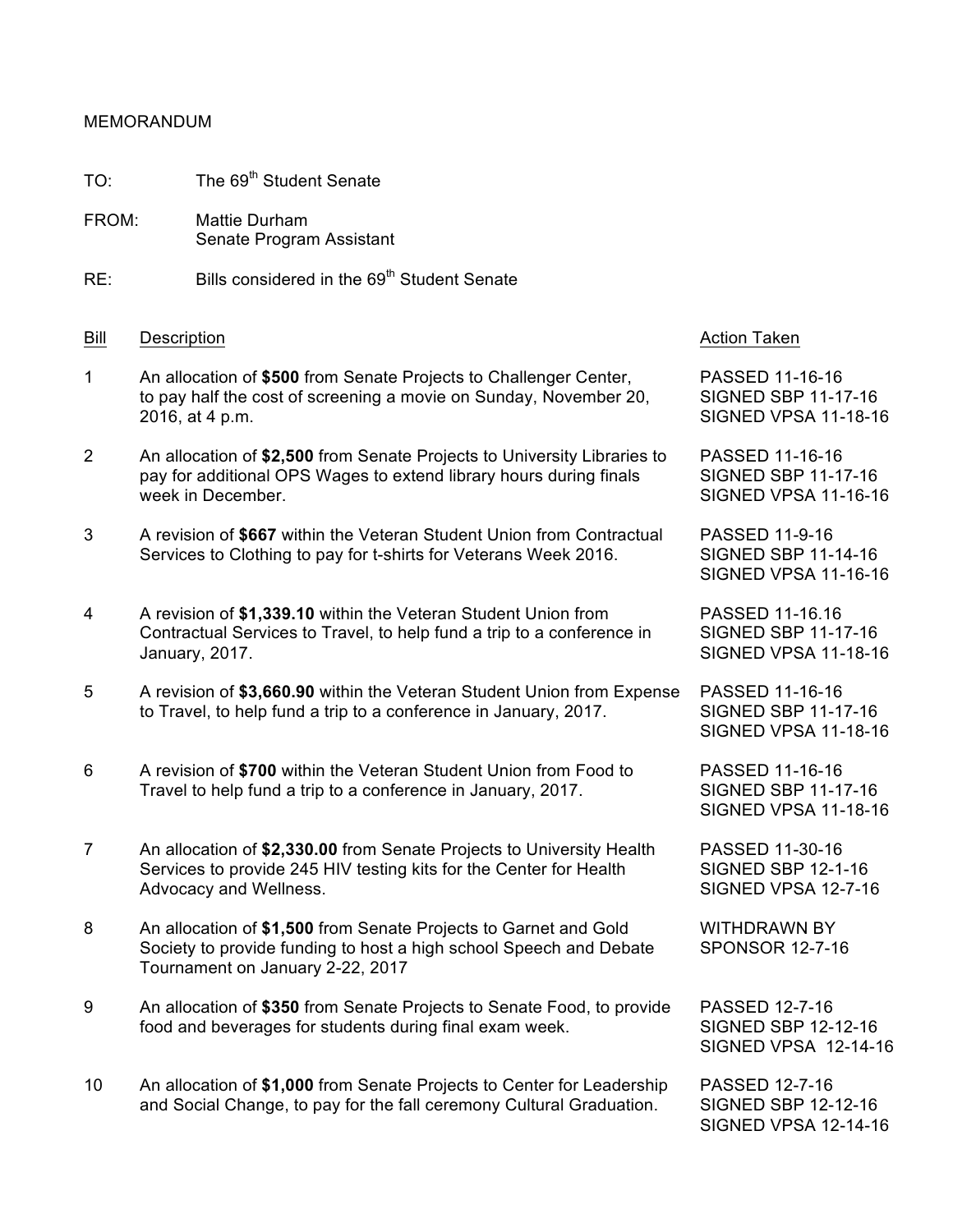MEMORANDUM

TO: The 69th Student Senate

FROM: Mattie Durham
Senate Program Assistant

RE: Bills considered in the 69th Student Senate

| Bill | Description | Action Taken |
|---|---|---|
| 1 | An allocation of **$500** from Senate Projects to Challenger Center, to pay half the cost of screening a movie on Sunday, November 20, 2016, at 4 p.m. | PASSED 11-16-16<br>SIGNED SBP 11-17-16<br>SIGNED VPSA 11-18-16 |
| 2 | An allocation of **$2,500** from Senate Projects to University Libraries to pay for additional OPS Wages to extend library hours during finals week in December. | PASSED 11-16-16<br>SIGNED SBP 11-17-16<br>SIGNED VPSA 11-16-16 |
| 3 | A revision of **$667** within the Veteran Student Union from Contractual Services to Clothing to pay for t-shirts for Veterans Week 2016. | PASSED 11-9-16<br>SIGNED SBP 11-14-16<br>SIGNED VPSA 11-16-16 |
| 4 | A revision of **$1,339.10** within the Veteran Student Union from Contractual Services to Travel, to help fund a trip to a conference in January, 2017. | PASSED 11-16.16<br>SIGNED SBP 11-17-16<br>SIGNED VPSA 11-18-16 |
| 5 | A revision of **$3,660.90** within the Veteran Student Union from Expense to Travel, to help fund a trip to a conference in January, 2017. | PASSED 11-16-16<br>SIGNED SBP 11-17-16<br>SIGNED VPSA 11-18-16 |
| 6 | A revision of **$700** within the Veteran Student Union from Food to Travel to help fund a trip to a conference in January, 2017. | PASSED 11-16-16<br>SIGNED SBP 11-17-16<br>SIGNED VPSA 11-18-16 |
| 7 | An allocation of **$2,330.00** from Senate Projects to University Health Services to provide 245 HIV testing kits for the Center for Health Advocacy and Wellness. | PASSED 11-30-16<br>SIGNED SBP 12-1-16<br>SIGNED VPSA 12-7-16 |
| 8 | An allocation of **$1,500** from Senate Projects to Garnet and Gold Society to provide funding to host a high school Speech and Debate Tournament on January 2-22, 2017 | WITHDRAWN BY SPONSOR 12-7-16 |
| 9 | An allocation of **$350** from Senate Projects to Senate Food, to provide food and beverages for students during final exam week. | PASSED 12-7-16<br>SIGNED SBP 12-12-16<br>SIGNED VPSA 12-14-16 |
| 10 | An allocation of **$1,000** from Senate Projects to Center for Leadership and Social Change, to pay for the fall ceremony Cultural Graduation. | PASSED 12-7-16<br>SIGNED SBP 12-12-16<br>SIGNED VPSA 12-14-16 |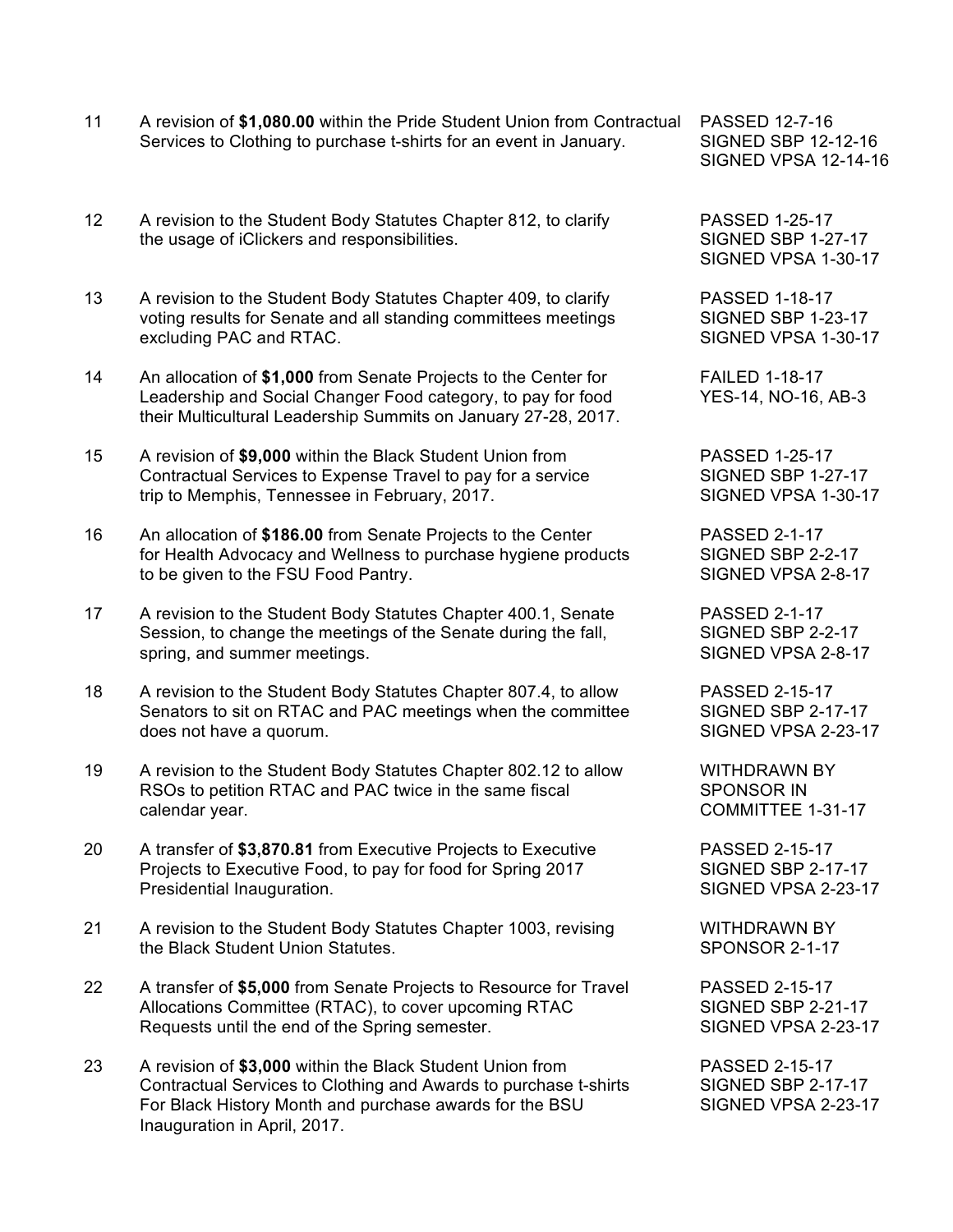| | | |
|---|---|---|
| 11 | A revision of **$1,080.00** within the Pride Student Union from Contractual Services to Clothing to purchase t-shirts for an event in January. | PASSED 12-7-16<br>SIGNED SBP 12-12-16<br>SIGNED VPSA 12-14-16 |
| 12 | A revision to the Student Body Statutes Chapter 812, to clarify the usage of iClickers and responsibilities. | PASSED 1-25-17<br>SIGNED SBP 1-27-17<br>SIGNED VPSA 1-30-17 |
| 13 | A revision to the Student Body Statutes Chapter 409, to clarify voting results for Senate and all standing committees meetings excluding PAC and RTAC. | PASSED 1-18-17<br>SIGNED SBP 1-23-17<br>SIGNED VPSA 1-30-17 |
| 14 | An allocation of **$1,000** from Senate Projects to the Center for Leadership and Social Changer Food category, to pay for food their Multicultural Leadership Summits on January 27-28, 2017. | FAILED 1-18-17<br>YES-14, NO-16, AB-3 |
| 15 | A revision of **$9,000** within the Black Student Union from Contractual Services to Expense Travel to pay for a service trip to Memphis, Tennessee in February, 2017. | PASSED 1-25-17<br>SIGNED SBP 1-27-17<br>SIGNED VPSA 1-30-17 |
| 16 | An allocation of **$186.00** from Senate Projects to the Center for Health Advocacy and Wellness to purchase hygiene products to be given to the FSU Food Pantry. | PASSED 2-1-17<br>SIGNED SBP 2-2-17<br>SIGNED VPSA 2-8-17 |
| 17 | A revision to the Student Body Statutes Chapter 400.1, Senate Session, to change the meetings of the Senate during the fall, spring, and summer meetings. | PASSED 2-1-17<br>SIGNED SBP 2-2-17<br>SIGNED VPSA 2-8-17 |
| 18 | A revision to the Student Body Statutes Chapter 807.4, to allow Senators to sit on RTAC and PAC meetings when the committee does not have a quorum. | PASSED 2-15-17<br>SIGNED SBP 2-17-17<br>SIGNED VPSA 2-23-17 |
| 19 | A revision to the Student Body Statutes Chapter 802.12 to allow RSOs to petition RTAC and PAC twice in the same fiscal calendar year. | WITHDRAWN BY SPONSOR IN COMMITTEE 1-31-17 |
| 20 | A transfer of **$3,870.81** from Executive Projects to Executive Projects to Executive Food, to pay for food for Spring 2017 Presidential Inauguration. | PASSED 2-15-17<br>SIGNED SBP 2-17-17<br>SIGNED VPSA 2-23-17 |
| 21 | A revision to the Student Body Statutes Chapter 1003, revising the Black Student Union Statutes. | WITHDRAWN BY SPONSOR 2-1-17 |
| 22 | A transfer of **$5,000** from Senate Projects to Resource for Travel Allocations Committee (RTAC), to cover upcoming RTAC Requests until the end of the Spring semester. | PASSED 2-15-17<br>SIGNED SBP 2-21-17<br>SIGNED VPSA 2-23-17 |
| 23 | A revision of **$3,000** within the Black Student Union from Contractual Services to Clothing and Awards to purchase t-shirts For Black History Month and purchase awards for the BSU Inauguration in April, 2017. | PASSED 2-15-17<br>SIGNED SBP 2-17-17<br>SIGNED VPSA 2-23-17 |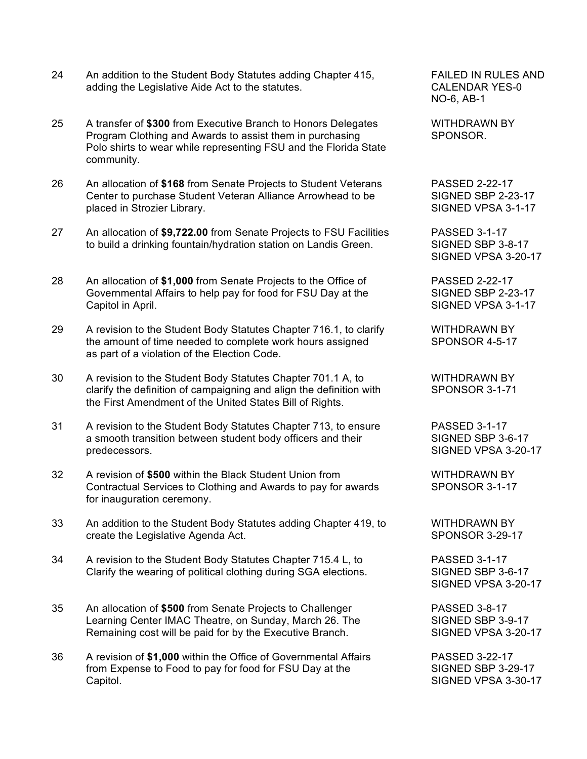| No. | Description | Status |
|---|---|---|
| 24 | An addition to the Student Body Statutes adding Chapter 415, adding the Legislative Aide Act to the statutes. | FAILED IN RULES AND CALENDAR YES-0 NO-6, AB-1 |
| 25 | A transfer of **$300** from Executive Branch to Honors Delegates Program Clothing and Awards to assist them in purchasing Polo shirts to wear while representing FSU and the Florida State community. | WITHDRAWN BY SPONSOR. |
| 26 | An allocation of **$168** from Senate Projects to Student Veterans Center to purchase Student Veteran Alliance Arrowhead to be placed in Strozier Library. | PASSED 2-22-17<br>SIGNED SBP 2-23-17<br>SIGNED VPSA 3-1-17 |
| 27 | An allocation of **$9,722.00** from Senate Projects to FSU Facilities to build a drinking fountain/hydration station on Landis Green. | PASSED 3-1-17<br>SIGNED SBP 3-8-17<br>SIGNED VPSA 3-20-17 |
| 28 | An allocation of **$1,000** from Senate Projects to the Office of Governmental Affairs to help pay for food for FSU Day at the Capitol in April. | PASSED 2-22-17<br>SIGNED SBP 2-23-17<br>SIGNED VPSA 3-1-17 |
| 29 | A revision to the Student Body Statutes Chapter 716.1, to clarify the amount of time needed to complete work hours assigned as part of a violation of the Election Code. | WITHDRAWN BY SPONSOR 4-5-17 |
| 30 | A revision to the Student Body Statutes Chapter 701.1 A, to clarify the definition of campaigning and align the definition with the First Amendment of the United States Bill of Rights. | WITHDRAWN BY SPONSOR 3-1-71 |
| 31 | A revision to the Student Body Statutes Chapter 713, to ensure a smooth transition between student body officers and their predecessors. | PASSED 3-1-17<br>SIGNED SBP 3-6-17<br>SIGNED VPSA 3-20-17 |
| 32 | A revision of **$500** within the Black Student Union from Contractual Services to Clothing and Awards to pay for awards for inauguration ceremony. | WITHDRAWN BY SPONSOR 3-1-17 |
| 33 | An addition to the Student Body Statutes adding Chapter 419, to create the Legislative Agenda Act. | WITHDRAWN BY SPONSOR 3-29-17 |
| 34 | A revision to the Student Body Statutes Chapter 715.4 L, to Clarify the wearing of political clothing during SGA elections. | PASSED 3-1-17<br>SIGNED SBP 3-6-17<br>SIGNED VPSA 3-20-17 |
| 35 | An allocation of **$500** from Senate Projects to Challenger Learning Center IMAC Theatre, on Sunday, March 26. The Remaining cost will be paid for by the Executive Branch. | PASSED 3-8-17<br>SIGNED SBP 3-9-17<br>SIGNED VPSA 3-20-17 |
| 36 | A revision of **$1,000** within the Office of Governmental Affairs from Expense to Food to pay for food for FSU Day at the Capitol. | PASSED 3-22-17<br>SIGNED SBP 3-29-17<br>SIGNED VPSA 3-30-17 |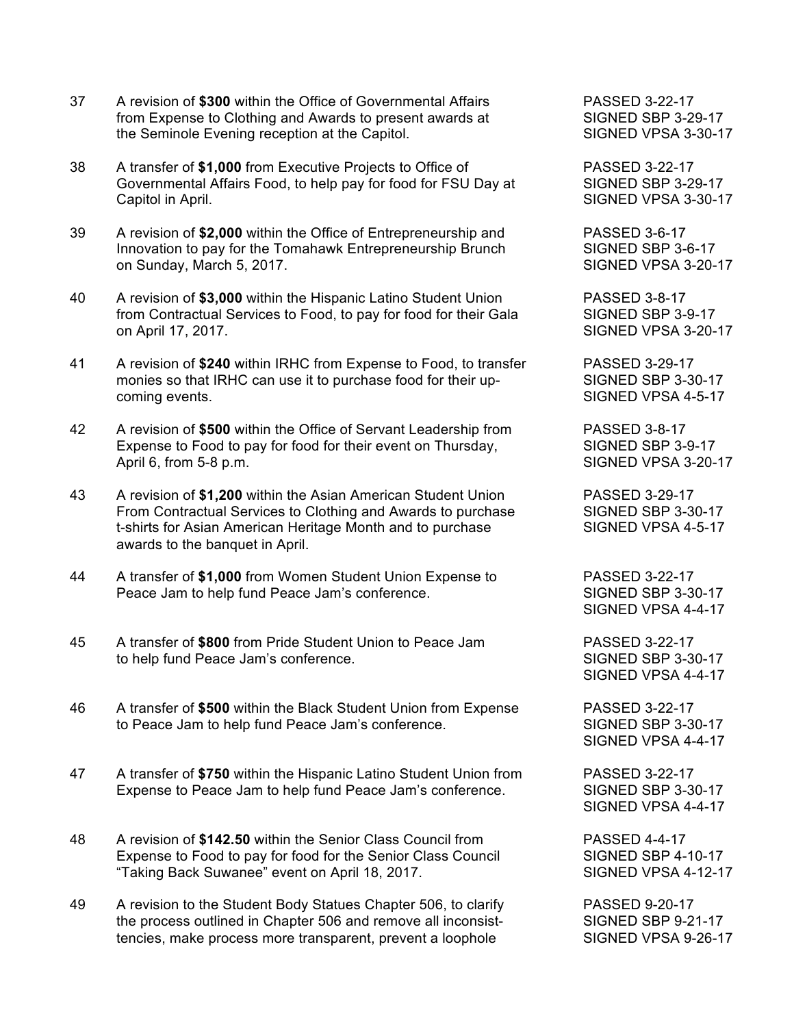| | | |
|---|---|---|
| 37 | A revision of **$300** within the Office of Governmental Affairs from Expense to Clothing and Awards to present awards at the Seminole Evening reception at the Capitol. | PASSED 3-22-17<br>SIGNED SBP 3-29-17<br>SIGNED VPSA 3-30-17 |
| 38 | A transfer of **$1,000** from Executive Projects to Office of Governmental Affairs Food, to help pay for food for FSU Day at Capitol in April. | PASSED 3-22-17<br>SIGNED SBP 3-29-17<br>SIGNED VPSA 3-30-17 |
| 39 | A revision of **$2,000** within the Office of Entrepreneurship and Innovation to pay for the Tomahawk Entrepreneurship Brunch on Sunday, March 5, 2017. | PASSED 3-6-17<br>SIGNED SBP 3-6-17<br>SIGNED VPSA 3-20-17 |
| 40 | A revision of **$3,000** within the Hispanic Latino Student Union from Contractual Services to Food, to pay for food for their Gala on April 17, 2017. | PASSED 3-8-17<br>SIGNED SBP 3-9-17<br>SIGNED VPSA 3-20-17 |
| 41 | A revision of **$240** within IRHC from Expense to Food, to transfer monies so that IRHC can use it to purchase food for their up-coming events. | PASSED 3-29-17<br>SIGNED SBP 3-30-17<br>SIGNED VPSA 4-5-17 |
| 42 | A revision of **$500** within the Office of Servant Leadership from Expense to Food to pay for food for their event on Thursday, April 6, from 5-8 p.m. | PASSED 3-8-17<br>SIGNED SBP 3-9-17<br>SIGNED VPSA 3-20-17 |
| 43 | A revision of **$1,200** within the Asian American Student Union From Contractual Services to Clothing and Awards to purchase t-shirts for Asian American Heritage Month and to purchase awards to the banquet in April. | PASSED 3-29-17<br>SIGNED SBP 3-30-17<br>SIGNED VPSA 4-5-17 |
| 44 | A transfer of **$1,000** from Women Student Union Expense to Peace Jam to help fund Peace Jam's conference. | PASSED 3-22-17<br>SIGNED SBP 3-30-17<br>SIGNED VPSA 4-4-17 |
| 45 | A transfer of **$800** from Pride Student Union to Peace Jam to help fund Peace Jam's conference. | PASSED 3-22-17<br>SIGNED SBP 3-30-17<br>SIGNED VPSA 4-4-17 |
| 46 | A transfer of **$500** within the Black Student Union from Expense to Peace Jam to help fund Peace Jam's conference. | PASSED 3-22-17<br>SIGNED SBP 3-30-17<br>SIGNED VPSA 4-4-17 |
| 47 | A transfer of **$750** within the Hispanic Latino Student Union from Expense to Peace Jam to help fund Peace Jam's conference. | PASSED 3-22-17<br>SIGNED SBP 3-30-17<br>SIGNED VPSA 4-4-17 |
| 48 | A revision of **$142.50** within the Senior Class Council from Expense to Food to pay for food for the Senior Class Council "Taking Back Suwanee" event on April 18, 2017. | PASSED 4-4-17<br>SIGNED SBP 4-10-17<br>SIGNED VPSA 4-12-17 |
| 49 | A revision to the Student Body Statues Chapter 506, to clarify the process outlined in Chapter 506 and remove all inconsist-tencies, make process more transparent, prevent a loophole | PASSED 9-20-17<br>SIGNED SBP 9-21-17<br>SIGNED VPSA 9-26-17 |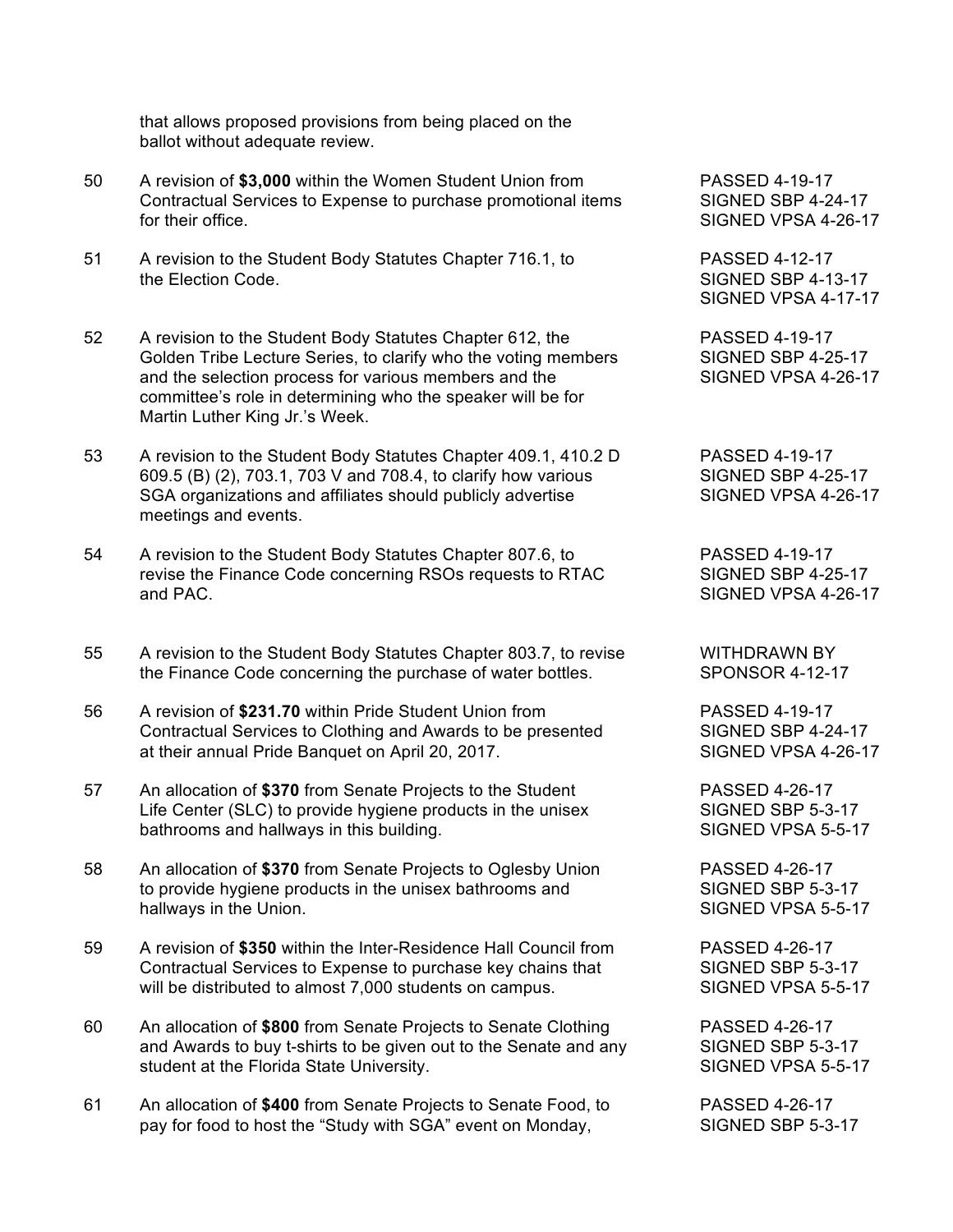that allows proposed provisions from being placed on the ballot without adequate review.

| No. | Description | Status |
|---|---|---|
| 50 | A revision of **$3,000** within the Women Student Union from Contractual Services to Expense to purchase promotional items for their office. | PASSED 4-19-17<br>SIGNED SBP 4-24-17<br>SIGNED VPSA 4-26-17 |
| 51 | A revision to the Student Body Statutes Chapter 716.1, to the Election Code. | PASSED 4-12-17<br>SIGNED SBP 4-13-17<br>SIGNED VPSA 4-17-17 |
| 52 | A revision to the Student Body Statutes Chapter 612, the Golden Tribe Lecture Series, to clarify who the voting members and the selection process for various members and the committee's role in determining who the speaker will be for Martin Luther King Jr.'s Week. | PASSED 4-19-17<br>SIGNED SBP 4-25-17<br>SIGNED VPSA 4-26-17 |
| 53 | A revision to the Student Body Statutes Chapter 409.1, 410.2 D 609.5 (B) (2), 703.1, 703 V and 708.4, to clarify how various SGA organizations and affiliates should publicly advertise meetings and events. | PASSED 4-19-17<br>SIGNED SBP 4-25-17<br>SIGNED VPSA 4-26-17 |
| 54 | A revision to the Student Body Statutes Chapter 807.6, to revise the Finance Code concerning RSOs requests to RTAC and PAC. | PASSED 4-19-17<br>SIGNED SBP 4-25-17<br>SIGNED VPSA 4-26-17 |
| 55 | A revision to the Student Body Statutes Chapter 803.7, to revise the Finance Code concerning the purchase of water bottles. | WITHDRAWN BY SPONSOR 4-12-17 |
| 56 | A revision of **$231.70** within Pride Student Union from Contractual Services to Clothing and Awards to be presented at their annual Pride Banquet on April 20, 2017. | PASSED 4-19-17<br>SIGNED SBP 4-24-17<br>SIGNED VPSA 4-26-17 |
| 57 | An allocation of **$370** from Senate Projects to the Student Life Center (SLC) to provide hygiene products in the unisex bathrooms and hallways in this building. | PASSED 4-26-17<br>SIGNED SBP 5-3-17<br>SIGNED VPSA 5-5-17 |
| 58 | An allocation of **$370** from Senate Projects to Oglesby Union to provide hygiene products in the unisex bathrooms and hallways in the Union. | PASSED 4-26-17<br>SIGNED SBP 5-3-17<br>SIGNED VPSA 5-5-17 |
| 59 | A revision of **$350** within the Inter-Residence Hall Council from Contractual Services to Expense to purchase key chains that will be distributed to almost 7,000 students on campus. | PASSED 4-26-17<br>SIGNED SBP 5-3-17<br>SIGNED VPSA 5-5-17 |
| 60 | An allocation of **$800** from Senate Projects to Senate Clothing and Awards to buy t-shirts to be given out to the Senate and any student at the Florida State University. | PASSED 4-26-17<br>SIGNED SBP 5-3-17<br>SIGNED VPSA 5-5-17 |
| 61 | An allocation of **$400** from Senate Projects to Senate Food, to pay for food to host the "Study with SGA" event on Monday, | PASSED 4-26-17<br>SIGNED SBP 5-3-17 |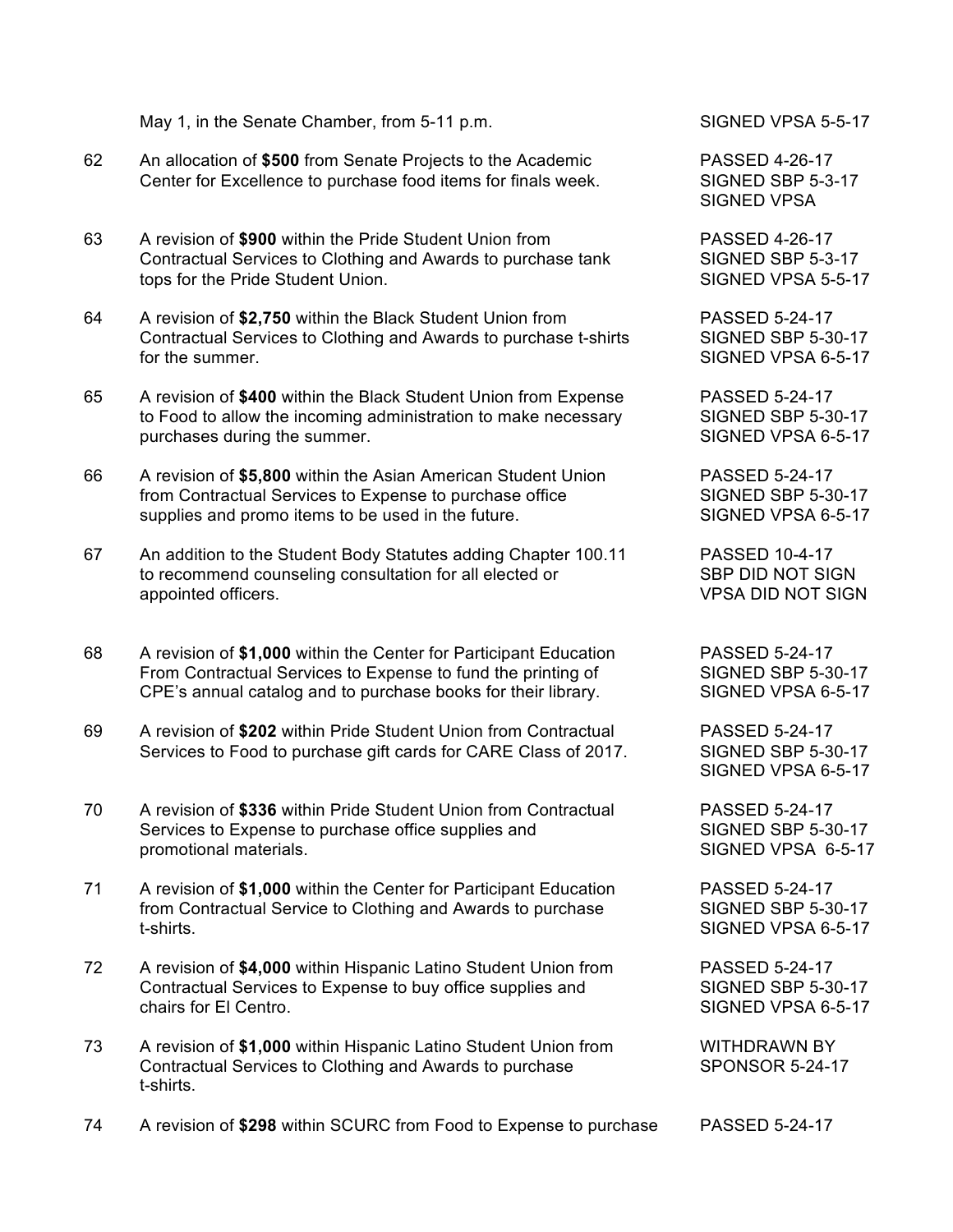| | | |
|---|---|---|
| | May 1, in the Senate Chamber, from 5-11 p.m. | SIGNED VPSA 5-5-17 |
| 62 | An allocation of **$500** from Senate Projects to the Academic Center for Excellence to purchase food items for finals week. | PASSED 4-26-17<br>SIGNED SBP 5-3-17<br>SIGNED VPSA |
| 63 | A revision of **$900** within the Pride Student Union from Contractual Services to Clothing and Awards to purchase tank tops for the Pride Student Union. | PASSED 4-26-17<br>SIGNED SBP 5-3-17<br>SIGNED VPSA 5-5-17 |
| 64 | A revision of **$2,750** within the Black Student Union from Contractual Services to Clothing and Awards to purchase t-shirts for the summer. | PASSED 5-24-17<br>SIGNED SBP 5-30-17<br>SIGNED VPSA 6-5-17 |
| 65 | A revision of **$400** within the Black Student Union from Expense to Food to allow the incoming administration to make necessary purchases during the summer. | PASSED 5-24-17<br>SIGNED SBP 5-30-17<br>SIGNED VPSA 6-5-17 |
| 66 | A revision of **$5,800** within the Asian American Student Union from Contractual Services to Expense to purchase office supplies and promo items to be used in the future. | PASSED 5-24-17<br>SIGNED SBP 5-30-17<br>SIGNED VPSA 6-5-17 |
| 67 | An addition to the Student Body Statutes adding Chapter 100.11 to recommend counseling consultation for all elected or appointed officers. | PASSED 10-4-17<br>SBP DID NOT SIGN<br>VPSA DID NOT SIGN |
| 68 | A revision of **$1,000** within the Center for Participant Education From Contractual Services to Expense to fund the printing of CPE's annual catalog and to purchase books for their library. | PASSED 5-24-17<br>SIGNED SBP 5-30-17<br>SIGNED VPSA 6-5-17 |
| 69 | A revision of **$202** within Pride Student Union from Contractual Services to Food to purchase gift cards for CARE Class of 2017. | PASSED 5-24-17<br>SIGNED SBP 5-30-17<br>SIGNED VPSA 6-5-17 |
| 70 | A revision of **$336** within Pride Student Union from Contractual Services to Expense to purchase office supplies and promotional materials. | PASSED 5-24-17<br>SIGNED SBP 5-30-17<br>SIGNED VPSA 6-5-17 |
| 71 | A revision of **$1,000** within the Center for Participant Education from Contractual Service to Clothing and Awards to purchase t-shirts. | PASSED 5-24-17<br>SIGNED SBP 5-30-17<br>SIGNED VPSA 6-5-17 |
| 72 | A revision of **$4,000** within Hispanic Latino Student Union from Contractual Services to Expense to buy office supplies and chairs for El Centro. | PASSED 5-24-17<br>SIGNED SBP 5-30-17<br>SIGNED VPSA 6-5-17 |
| 73 | A revision of **$1,000** within Hispanic Latino Student Union from Contractual Services to Clothing and Awards to purchase t-shirts. | WITHDRAWN BY<br>SPONSOR 5-24-17 |
| 74 | A revision of **$298** within SCURC from Food to Expense to purchase | PASSED 5-24-17 |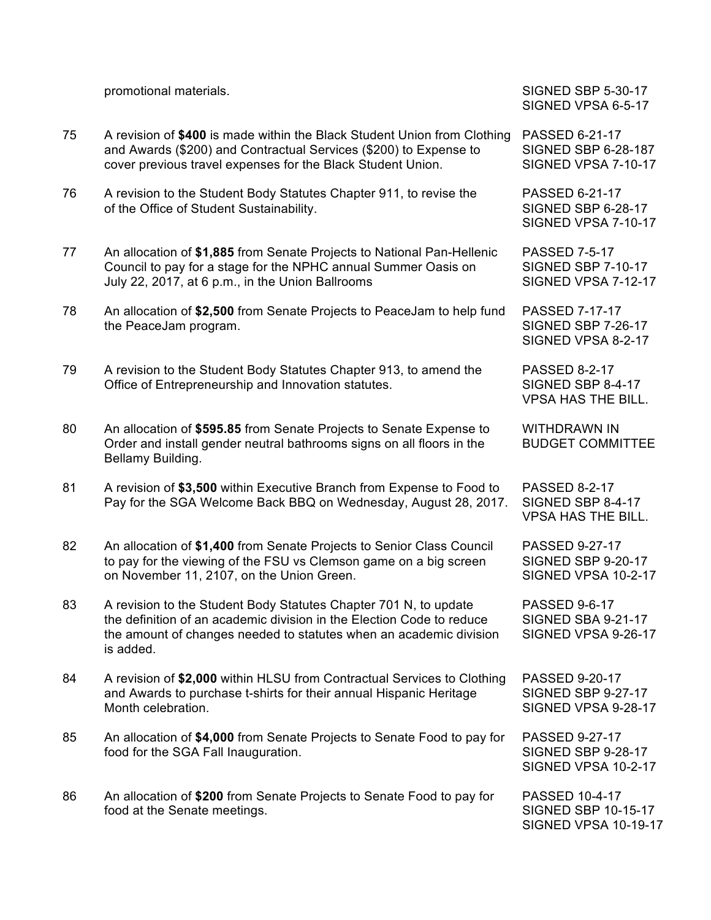| | | |
|---|---|---|
| | promotional materials. | SIGNED SBP 5-30-17<br>SIGNED VPSA 6-5-17 |
| 75 | A revision of **$400** is made within the Black Student Union from Clothing and Awards ($200) and Contractual Services ($200) to Expense to cover previous travel expenses for the Black Student Union. | PASSED 6-21-17<br>SIGNED SBP 6-28-187<br>SIGNED VPSA 7-10-17 |
| 76 | A revision to the Student Body Statutes Chapter 911, to revise the of the Office of Student Sustainability. | PASSED 6-21-17<br>SIGNED SBP 6-28-17<br>SIGNED VPSA 7-10-17 |
| 77 | An allocation of **$1,885** from Senate Projects to National Pan-Hellenic Council to pay for a stage for the NPHC annual Summer Oasis on July 22, 2017, at 6 p.m., in the Union Ballrooms | PASSED 7-5-17<br>SIGNED SBP 7-10-17<br>SIGNED VPSA 7-12-17 |
| 78 | An allocation of **$2,500** from Senate Projects to PeaceJam to help fund the PeaceJam program. | PASSED 7-17-17<br>SIGNED SBP 7-26-17<br>SIGNED VPSA 8-2-17 |
| 79 | A revision to the Student Body Statutes Chapter 913, to amend the Office of Entrepreneurship and Innovation statutes. | PASSED 8-2-17<br>SIGNED SBP 8-4-17<br>VPSA HAS THE BILL. |
| 80 | An allocation of **$595.85** from Senate Projects to Senate Expense to Order and install gender neutral bathrooms signs on all floors in the Bellamy Building. | WITHDRAWN IN BUDGET COMMITTEE |
| 81 | A revision of **$3,500** within Executive Branch from Expense to Food to Pay for the SGA Welcome Back BBQ on Wednesday, August 28, 2017. | PASSED 8-2-17<br>SIGNED SBP 8-4-17<br>VPSA HAS THE BILL. |
| 82 | An allocation of **$1,400** from Senate Projects to Senior Class Council to pay for the viewing of the FSU vs Clemson game on a big screen on November 11, 2107, on the Union Green. | PASSED 9-27-17<br>SIGNED SBP 9-20-17<br>SIGNED VPSA 10-2-17 |
| 83 | A revision to the Student Body Statutes Chapter 701 N, to update the definition of an academic division in the Election Code to reduce the amount of changes needed to statutes when an academic division is added. | PASSED 9-6-17<br>SIGNED SBA 9-21-17<br>SIGNED VPSA 9-26-17 |
| 84 | A revision of **$2,000** within HLSU from Contractual Services to Clothing and Awards to purchase t-shirts for their annual Hispanic Heritage Month celebration. | PASSED 9-20-17<br>SIGNED SBP 9-27-17<br>SIGNED VPSA 9-28-17 |
| 85 | An allocation of **$4,000** from Senate Projects to Senate Food to pay for food for the SGA Fall Inauguration. | PASSED 9-27-17<br>SIGNED SBP 9-28-17<br>SIGNED VPSA 10-2-17 |
| 86 | An allocation of **$200** from Senate Projects to Senate Food to pay for food at the Senate meetings. | PASSED 10-4-17<br>SIGNED SBP 10-15-17<br>SIGNED VPSA 10-19-17 |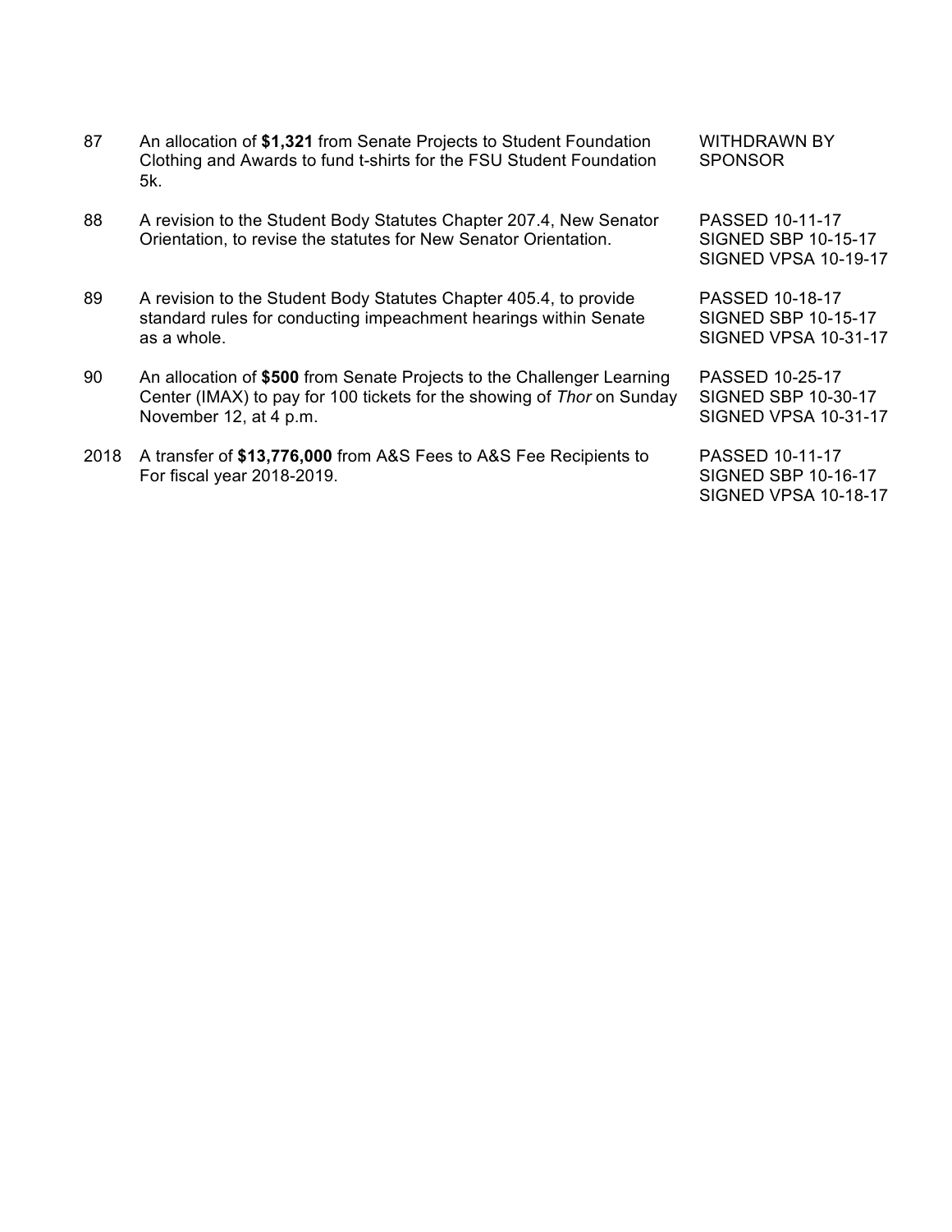| | | |
|---|---|---|
| 87 | An allocation of **$1,321** from Senate Projects to Student Foundation Clothing and Awards to fund t-shirts for the FSU Student Foundation 5k. | WITHDRAWN BY SPONSOR |
| 88 | A revision to the Student Body Statutes Chapter 207.4, New Senator Orientation, to revise the statutes for New Senator Orientation. | PASSED 10-11-17<br>SIGNED SBP 10-15-17<br>SIGNED VPSA 10-19-17 |
| 89 | A revision to the Student Body Statutes Chapter 405.4, to provide standard rules for conducting impeachment hearings within Senate as a whole. | PASSED 10-18-17<br>SIGNED SBP 10-15-17<br>SIGNED VPSA 10-31-17 |
| 90 | An allocation of **$500** from Senate Projects to the Challenger Learning Center (IMAX) to pay for 100 tickets for the showing of *Thor* on Sunday November 12, at 4 p.m. | PASSED 10-25-17<br>SIGNED SBP 10-30-17<br>SIGNED VPSA 10-31-17 |
| 2018 | A transfer of **$13,776,000** from A&S Fees to A&S Fee Recipients to For fiscal year 2018-2019. | PASSED 10-11-17<br>SIGNED SBP 10-16-17<br>SIGNED VPSA 10-18-17 |